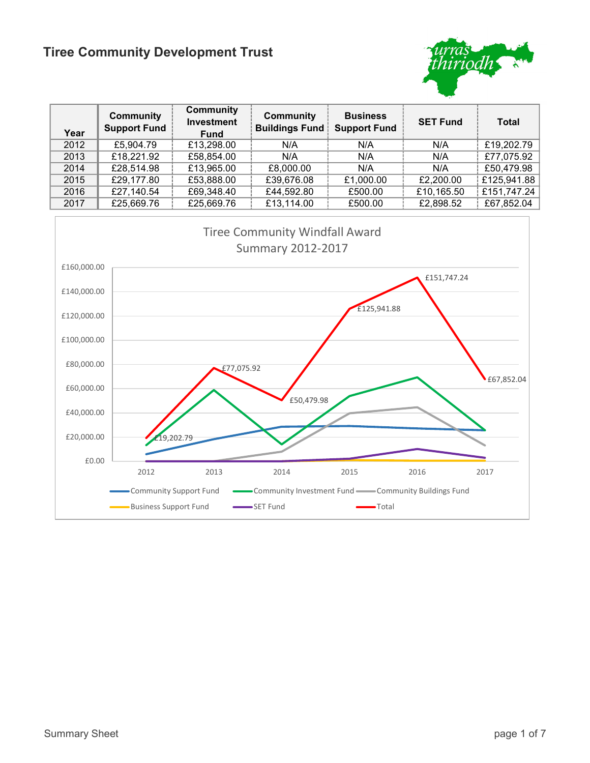# Tiree Community Development Trust

| Year | Community Support Fund | Community Investment Fund | Community Buildings Fund | Business Support Fund | SET Fund | Total |
|---|---|---|---|---|---|---|
| 2012 | £5,904.79 | £13,298.00 | N/A | N/A | N/A | £19,202.79 |
| 2013 | £18,221.92 | £58,854.00 | N/A | N/A | N/A | £77,075.92 |
| 2014 | £28,514.98 | £13,965.00 | £8,000.00 | N/A | N/A | £50,479.98 |
| 2015 | £29,177.80 | £53,888.00 | £39,676.08 | £1,000.00 | £2,200.00 | £125,941.88 |
| 2016 | £27,140.54 | £69,348.40 | £44,592.80 | £500.00 | £10,165.50 | £151,747.24 |
| 2017 | £25,669.76 | £25,669.76 | £13,114.00 | £500.00 | £2,898.52 | £67,852.04 |

Tiree Community Windfall Award Summary 2012-2017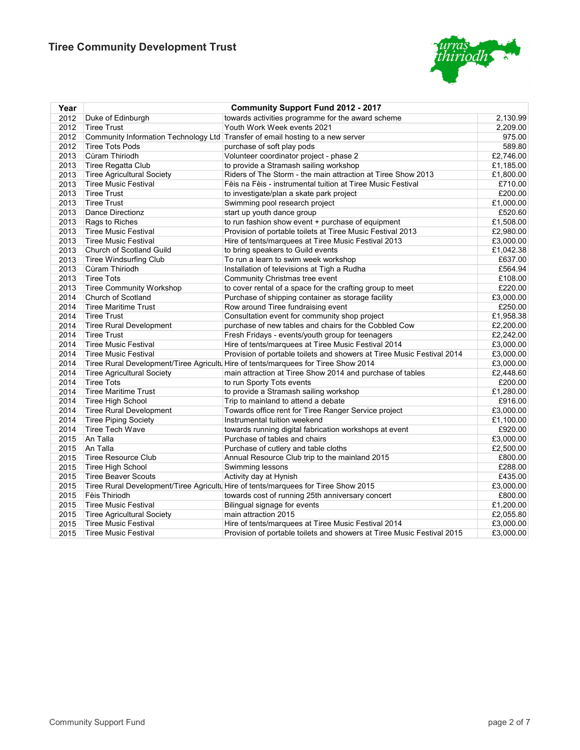# Tiree Community Development Trust

| Year | Community Support Fund 2012 - 2017 | | |
|---|---|---|---|
| 2012 | Duke of Edinburgh | towards activities programme for the award scheme | 2,130.99 |
| 2012 | Tiree Trust | Youth Work Week events 2021 | 2,209.00 |
| 2012 | Community Information Technology Ltd | Transfer of email hosting to a new server | 975.00 |
| 2012 | Tiree Tots Pods | purchase of soft play pods | 589.80 |
| 2013 | Cùram Thiriodh | Volunteer coordinator project - phase 2 | £2,746.00 |
| 2013 | Tiree Regatta Club | to provide a Stramash sailing workshop | £1,185.00 |
| 2013 | Tiree Agricultural Society | Riders of The Storm - the main attraction at Tiree Show 2013 | £1,800.00 |
| 2013 | Tiree Music Festival | Fèis na Fèis - instrumental tuition at Tiree Music Festival | £710.00 |
| 2013 | Tiree Trust | to investigate/plan a skate park project | £200.00 |
| 2013 | Tiree Trust | Swimming pool research project | £1,000.00 |
| 2013 | Dance Directionz | start up youth dance group | £520.60 |
| 2013 | Rags to Riches | to run fashion show event + purchase of equipment | £1,508.00 |
| 2013 | Tiree Music Festival | Provision of portable toilets at Tiree Music Festival 2013 | £2,980.00 |
| 2013 | Tiree Music Festival | Hire of tents/marquees at Tiree Music Festival 2013 | £3,000.00 |
| 2013 | Church of Scotland Guild | to bring speakers to Guild events | £1,042.38 |
| 2013 | Tiree Windsurfing Club | To run a learn to swim week workshop | £637.00 |
| 2013 | Cùram Thiriodh | Installation of televisions at Tigh a Rudha | £564.94 |
| 2013 | Tiree Tots | Community Christmas tree event | £108.00 |
| 2013 | Tiree Community Workshop | to cover rental of a space for the crafting group to meet | £220.00 |
| 2014 | Church of Scotland | Purchase of shipping container as storage facility | £3,000.00 |
| 2014 | Tiree Maritime Trust | Row around Tiree fundraising event | £250.00 |
| 2014 | Tiree Trust | Consultation event for community shop project | £1,958.38 |
| 2014 | Tiree Rural Development | purchase of new tables and chairs for the Cobbled Cow | £2,200.00 |
| 2014 | Tiree Trust | Fresh Fridays - events/youth group for teenagers | £2,242.00 |
| 2014 | Tiree Music Festival | Hire of tents/marquees at Tiree Music Festival 2014 | £3,000.00 |
| 2014 | Tiree Music Festival | Provision of portable toilets and showers at Tiree Music Festival 2014 | £3,000.00 |
| 2014 | Tiree Rural Development/Tiree Agricultu | Hire of tents/marquees for Tiree Show 2014 | £3,000.00 |
| 2014 | Tiree Agricultural Society | main attraction at Tiree Show 2014 and purchase of tables | £2,448.60 |
| 2014 | Tiree Tots | to run Sporty Tots events | £200.00 |
| 2014 | Tiree Maritime Trust | to provide a Stramash sailing workshop | £1,280.00 |
| 2014 | Tiree High School | Trip to mainland to attend a debate | £916.00 |
| 2014 | Tiree Rural Development | Towards office rent for Tiree Ranger Service project | £3,000.00 |
| 2014 | Tiree Piping Society | Instrumental tuition weekend | £1,100.00 |
| 2014 | Tiree Tech Wave | towards running digital fabrication workshops at event | £920.00 |
| 2015 | An Talla | Purchase of tables and chairs | £3,000.00 |
| 2015 | An Talla | Purchase of cutlery and table cloths | £2,500.00 |
| 2015 | Tiree Resource Club | Annual Resource Club trip to the mainland 2015 | £800.00 |
| 2015 | Tiree High School | Swimming lessons | £288.00 |
| 2015 | Tiree Beaver Scouts | Activity day at Hynish | £435.00 |
| 2015 | Tiree Rural Development/Tiree Agricultu | Hire of tents/marquees for Tiree Show 2015 | £3,000.00 |
| 2015 | Fèis Thiriodh | towards cost of running 25th anniversary concert | £800.00 |
| 2015 | Tiree Music Festival | Bilingual signage for events | £1,200.00 |
| 2015 | Tiree Agricultural Society | main attraction 2015 | £2,055.80 |
| 2015 | Tiree Music Festival | Hire of tents/marquees at Tiree Music Festival 2014 | £3,000.00 |
| 2015 | Tiree Music Festival | Provision of portable toilets and showers at Tiree Music Festival 2015 | £3,000.00 |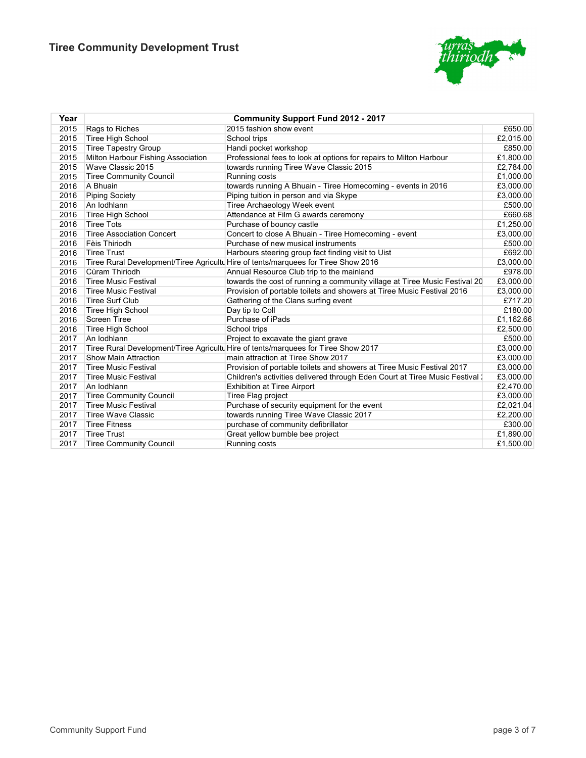## Tiree Community Development Trust

| Year | Community Support Fund 2012 - 2017 | | |
|---|---|---|---|
| 2015 | Rags to Riches | 2015 fashion show event | £650.00 |
| 2015 | Tiree High School | School trips | £2,015.00 |
| 2015 | Tiree Tapestry Group | Handi pocket workshop | £850.00 |
| 2015 | Milton Harbour Fishing Association | Professional fees to look at options for repairs to Milton Harbour | £1,800.00 |
| 2015 | Wave Classic 2015 | towards running Tiree Wave Classic 2015 | £2,784.00 |
| 2015 | Tiree Community Council | Running costs | £1,000.00 |
| 2016 | A Bhuain | towards running A Bhuain - Tiree Homecoming - events in 2016 | £3,000.00 |
| 2016 | Piping Society | Piping tuition in person and via Skype | £3,000.00 |
| 2016 | An Iodhlann | Tiree Archaeology Week event | £500.00 |
| 2016 | Tiree High School | Attendance at Film G awards ceremony | £660.68 |
| 2016 | Tiree Tots | Purchase of bouncy castle | £1,250.00 |
| 2016 | Tiree Association Concert | Concert to close A Bhuain - Tiree Homecoming - event | £3,000.00 |
| 2016 | Fèis Thiriodh | Purchase of new musical instruments | £500.00 |
| 2016 | Tiree Trust | Harbours steering group fact finding visit to Uist | £692.00 |
| 2016 | Tiree Rural Development/Tiree Agricultu | Hire of tents/marquees for Tiree Show 2016 | £3,000.00 |
| 2016 | Cùram Thiriodh | Annual Resource Club trip to the mainland | £978.00 |
| 2016 | Tiree Music Festival | towards the cost of running a community village at Tiree Music Festival 20 | £3,000.00 |
| 2016 | Tiree Music Festival | Provision of portable toilets and showers at Tiree Music Festival 2016 | £3,000.00 |
| 2016 | Tiree Surf Club | Gathering of the Clans surfing event | £717.20 |
| 2016 | Tiree High School | Day tip to Coll | £180.00 |
| 2016 | Screen Tiree | Purchase of iPads | £1,162.66 |
| 2016 | Tiree High School | School trips | £2,500.00 |
| 2017 | An Iodhlann | Project to excavate the giant grave | £500.00 |
| 2017 | Tiree Rural Development/Tiree Agricultu | Hire of tents/marquees for Tiree Show 2017 | £3,000.00 |
| 2017 | Show Main Attraction | main attraction at Tiree Show 2017 | £3,000.00 |
| 2017 | Tiree Music Festival | Provision of portable toilets and showers at Tiree Music Festival 2017 | £3,000.00 |
| 2017 | Tiree Music Festival | Children's activities delivered through Eden Court at Tiree Music Festival : | £3,000.00 |
| 2017 | An Iodhlann | Exhibition at Tiree Airport | £2,470.00 |
| 2017 | Tiree Community Council | Tiree Flag project | £3,000.00 |
| 2017 | Tiree Music Festival | Purchase of security equipment for the event | £2,021.04 |
| 2017 | Tiree Wave Classic | towards running Tiree Wave Classic 2017 | £2,200.00 |
| 2017 | Tiree Fitness | purchase of community defibrillator | £300.00 |
| 2017 | Tiree Trust | Great yellow bumble bee project | £1,890.00 |
| 2017 | Tiree Community Council | Running costs | £1,500.00 |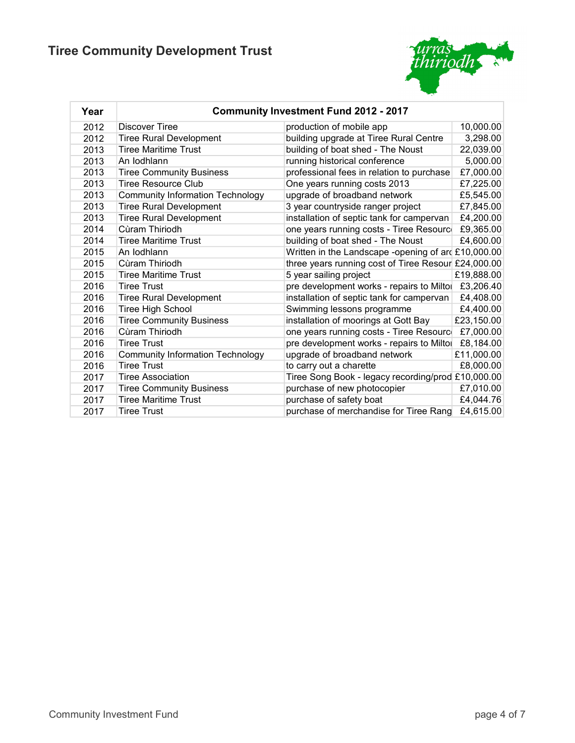# Tiree Community Development Trust

| Year | Community Investment Fund 2012 - 2017 | | |
|---|---|---|---|
| 2012 | Discover Tiree | production of mobile app | 10,000.00 |
| 2012 | Tiree Rural Development | building upgrade at Tiree Rural Centre | 3,298.00 |
| 2013 | Tiree Maritime Trust | building of boat shed - The Noust | 22,039.00 |
| 2013 | An Iodhlann | running historical conference | 5,000.00 |
| 2013 | Tiree Community Business | professional fees in relation to purchase | £7,000.00 |
| 2013 | Tiree Resource Club | One years running costs 2013 | £7,225.00 |
| 2013 | Community Information Technology | upgrade of broadband network | £5,545.00 |
| 2013 | Tiree Rural Development | 3 year countryside ranger project | £7,845.00 |
| 2013 | Tiree Rural Development | installation of septic tank for campervan | £4,200.00 |
| 2014 | Cùram Thiriodh | one years running costs - Tiree Resourc | £9,365.00 |
| 2014 | Tiree Maritime Trust | building of boat shed - The Noust | £4,600.00 |
| 2015 | An Iodhlann | Written in the Landscape -opening of arc | £10,000.00 |
| 2015 | Cùram Thiriodh | three years running cost of Tiree Resour | £24,000.00 |
| 2015 | Tiree Maritime Trust | 5 year sailing project | £19,888.00 |
| 2016 | Tiree Trust | pre development works - repairs to Milto | £3,206.40 |
| 2016 | Tiree Rural Development | installation of septic tank for campervan | £4,408.00 |
| 2016 | Tiree High School | Swimming lessons programme | £4,400.00 |
| 2016 | Tiree Community Business | installation of moorings at Gott Bay | £23,150.00 |
| 2016 | Cùram Thiriodh | one years running costs - Tiree Resourc | £7,000.00 |
| 2016 | Tiree Trust | pre development works - repairs to Milto | £8,184.00 |
| 2016 | Community Information Technology | upgrade of broadband network | £11,000.00 |
| 2016 | Tiree Trust | to carry out a charette | £8,000.00 |
| 2017 | Tiree Association | Tiree Song Book - legacy recording/prod | £10,000.00 |
| 2017 | Tiree Community Business | purchase of new photocopier | £7,010.00 |
| 2017 | Tiree Maritime Trust | purchase of safety boat | £4,044.76 |
| 2017 | Tiree Trust | purchase of merchandise for Tiree Rang | £4,615.00 |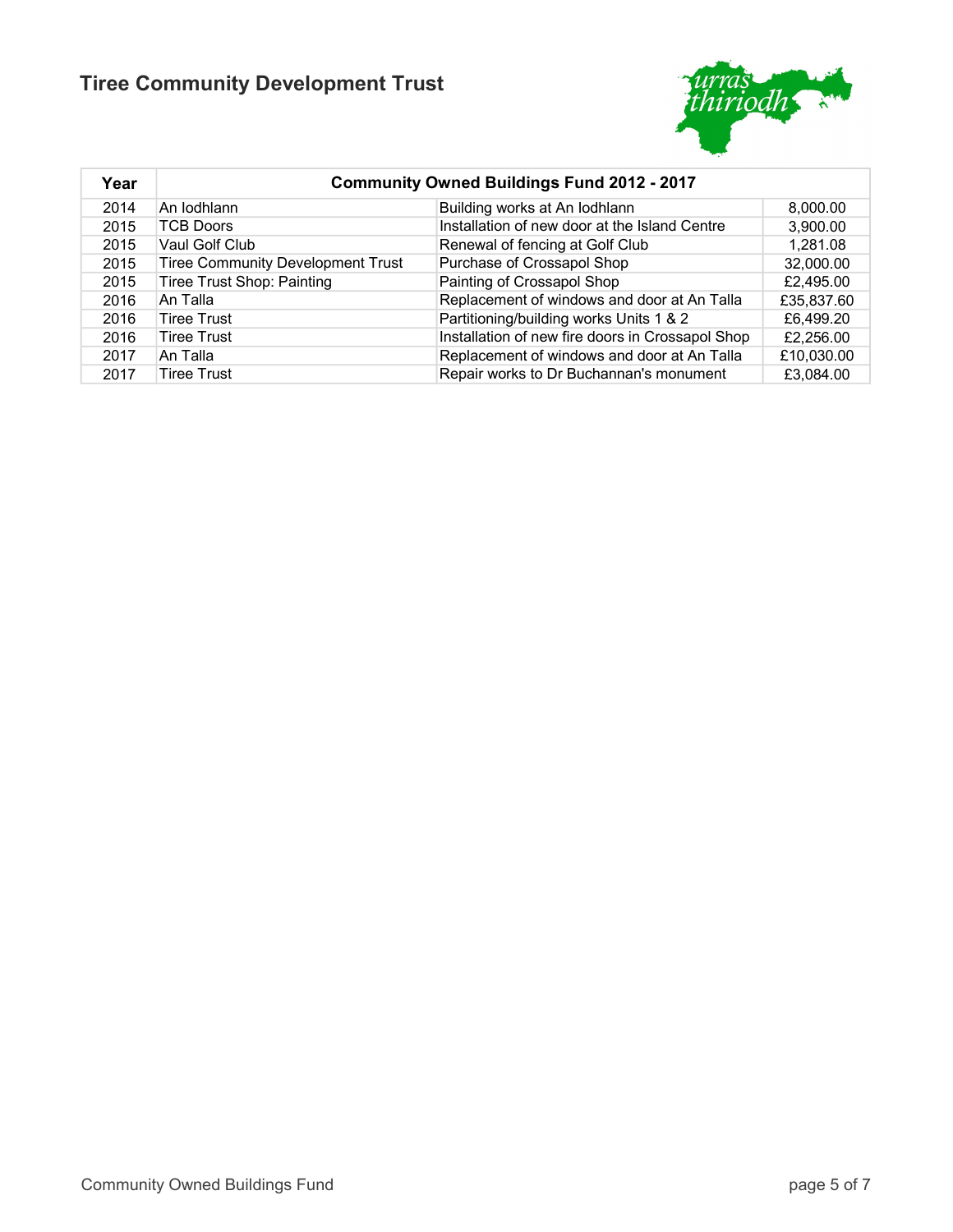# Tiree Community Development Trust

| Year | Community Owned Buildings Fund 2012 - 2017 | | |
|---|---|---|---|
| 2014 | An Iodhlann | Building works at An Iodhlann | 8,000.00 |
| 2015 | TCB Doors | Installation of new door at the Island Centre | 3,900.00 |
| 2015 | Vaul Golf Club | Renewal of fencing at Golf Club | 1,281.08 |
| 2015 | Tiree Community Development Trust | Purchase of Crossapol Shop | 32,000.00 |
| 2015 | Tiree Trust Shop: Painting | Painting of Crossapol Shop | £2,495.00 |
| 2016 | An Talla | Replacement of windows and door at An Talla | £35,837.60 |
| 2016 | Tiree Trust | Partitioning/building works Units 1 & 2 | £6,499.20 |
| 2016 | Tiree Trust | Installation of new fire doors in Crossapol Shop | £2,256.00 |
| 2017 | An Talla | Replacement of windows and door at An Talla | £10,030.00 |
| 2017 | Tiree Trust | Repair works to Dr Buchannan's monument | £3,084.00 |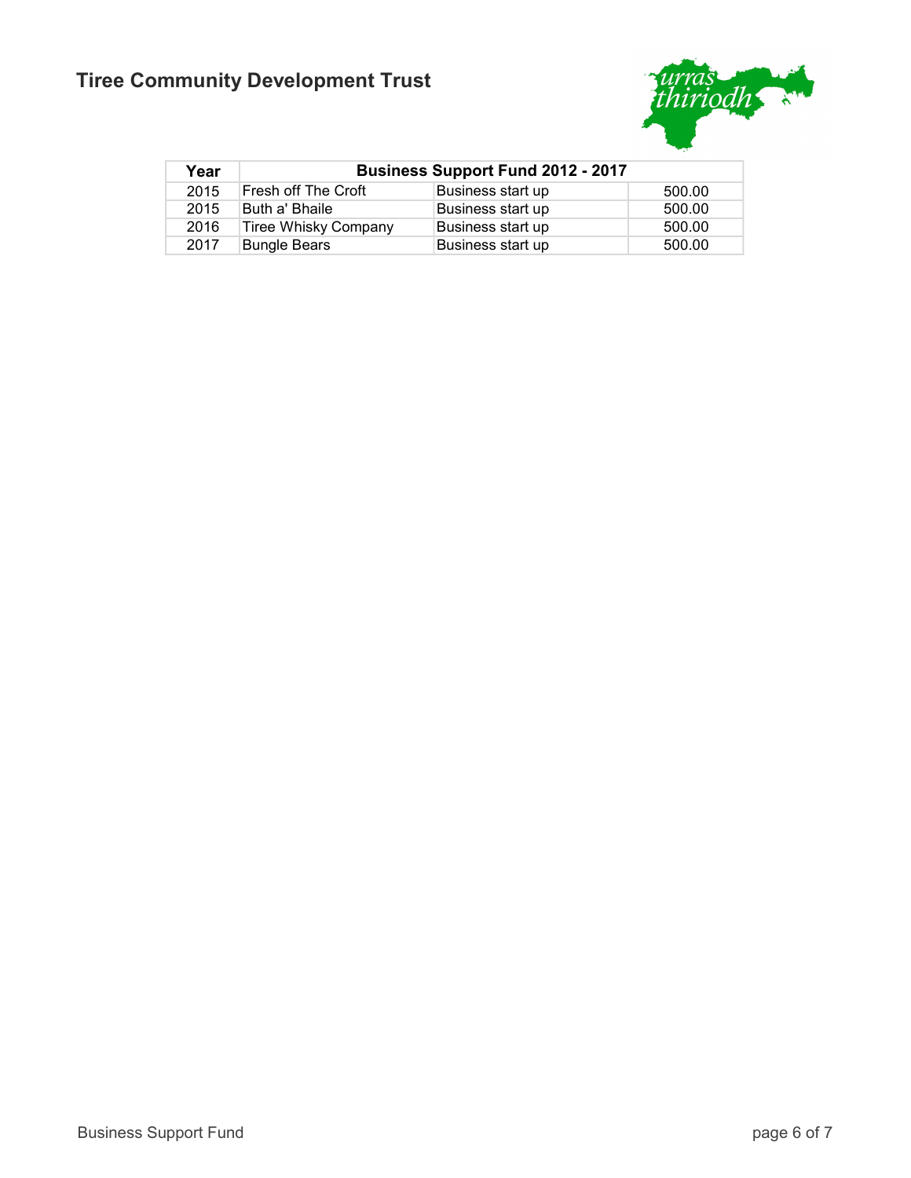# Tiree Community Development Trust

| Year | Business Support Fund 2012 - 2017 | | |
|---|---|---|---|
| 2015 | Fresh off The Croft | Business start up | 500.00 |
| 2015 | Buth a' Bhaile | Business start up | 500.00 |
| 2016 | Tiree Whisky Company | Business start up | 500.00 |
| 2017 | Bungle Bears | Business start up | 500.00 |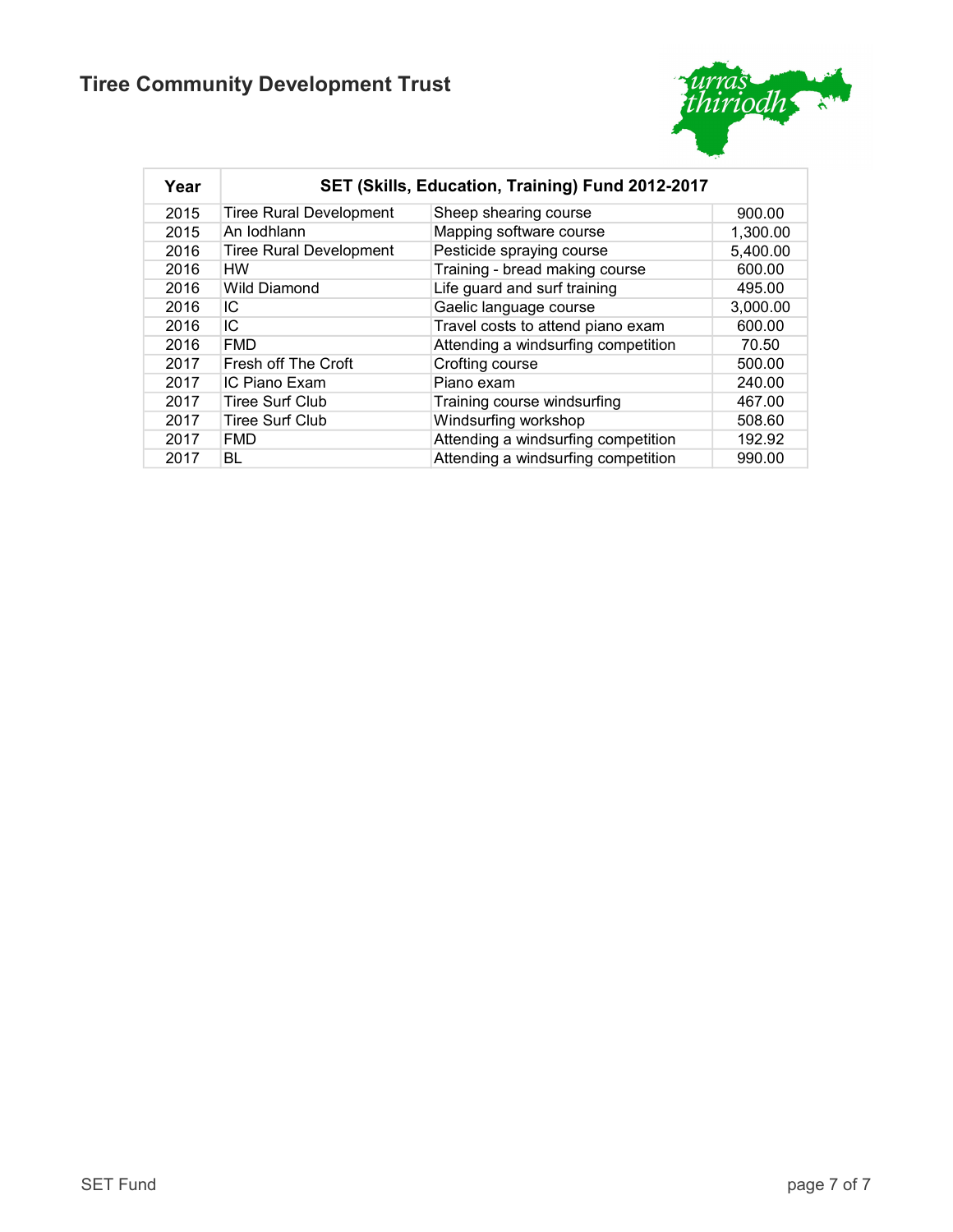| Year | SET (Skills, Education, Training) Fund 2012-2017 | | |
|---|---|---|---|
| 2015 | Tiree Rural Development | Sheep shearing course | 900.00 |
| 2015 | An Iodhlann | Mapping software course | 1,300.00 |
| 2016 | Tiree Rural Development | Pesticide spraying course | 5,400.00 |
| 2016 | HW | Training - bread making course | 600.00 |
| 2016 | Wild Diamond | Life guard and surf training | 495.00 |
| 2016 | IC | Gaelic language course | 3,000.00 |
| 2016 | IC | Travel costs to attend piano exam | 600.00 |
| 2016 | FMD | Attending a windsurfing competition | 70.50 |
| 2017 | Fresh off The Croft | Crofting course | 500.00 |
| 2017 | IC Piano Exam | Piano exam | 240.00 |
| 2017 | Tiree Surf Club | Training course windsurfing | 467.00 |
| 2017 | Tiree Surf Club | Windsurfing workshop | 508.60 |
| 2017 | FMD | Attending a windsurfing competition | 192.92 |
| 2017 | BL | Attending a windsurfing competition | 990.00 |